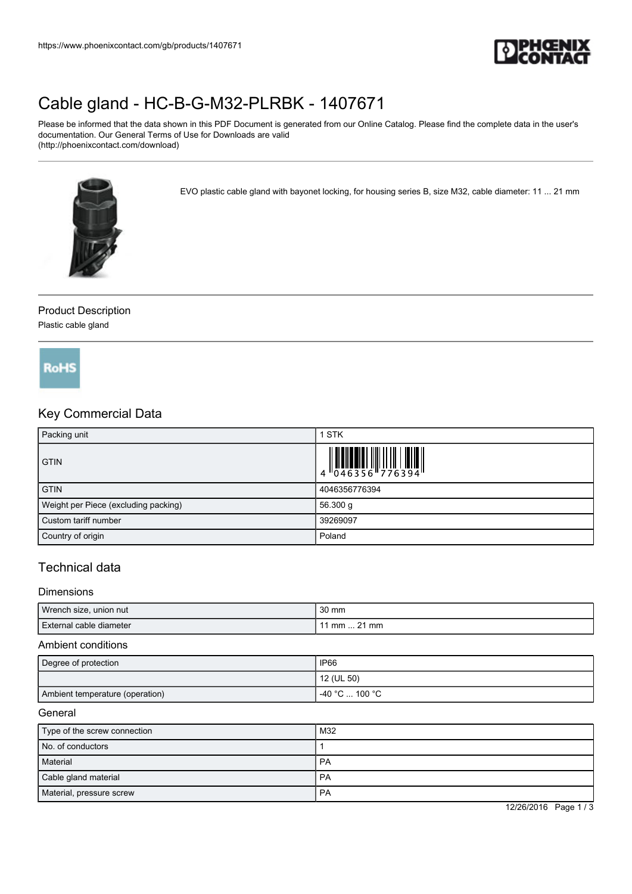https://www.phoenixcontact.com/gb/products/1407671

# Cable gland - HC-B-G-M32-PLRBK - 1407671

Please be informed that the data shown in this PDF Document is generated from our Online Catalog. Please find the complete data in the user's documentation. Our General Terms of Use for Downloads are valid (http://phoenixcontact.com/download)

EVO plastic cable gland with bayonet locking, for housing series B, size M32, cable diameter: 11 ... 21 mm

## Product Description

Plastic cable gland

RoHS

## Key Commercial Data

| | |
|---|---|
| Packing unit | 1 STK |
| GTIN | 4 046356 776394 |
| GTIN | 4046356776394 |
| Weight per Piece (excluding packing) | 56.300 g |
| Custom tariff number | 39269097 |
| Country of origin | Poland |

## Technical data

### Dimensions

| | |
|---|---|
| Wrench size, union nut | 30 mm |
| External cable diameter | 11 mm ... 21 mm |

### Ambient conditions

| | |
|---|---|
| Degree of protection | IP66 |
| | 12 (UL 50) |
| Ambient temperature (operation) | -40 °C ... 100 °C |

### General

| | |
|---|---|
| Type of the screw connection | M32 |
| No. of conductors | 1 |
| Material | PA |
| Cable gland material | PA |
| Material, pressure screw | PA |

12/26/2016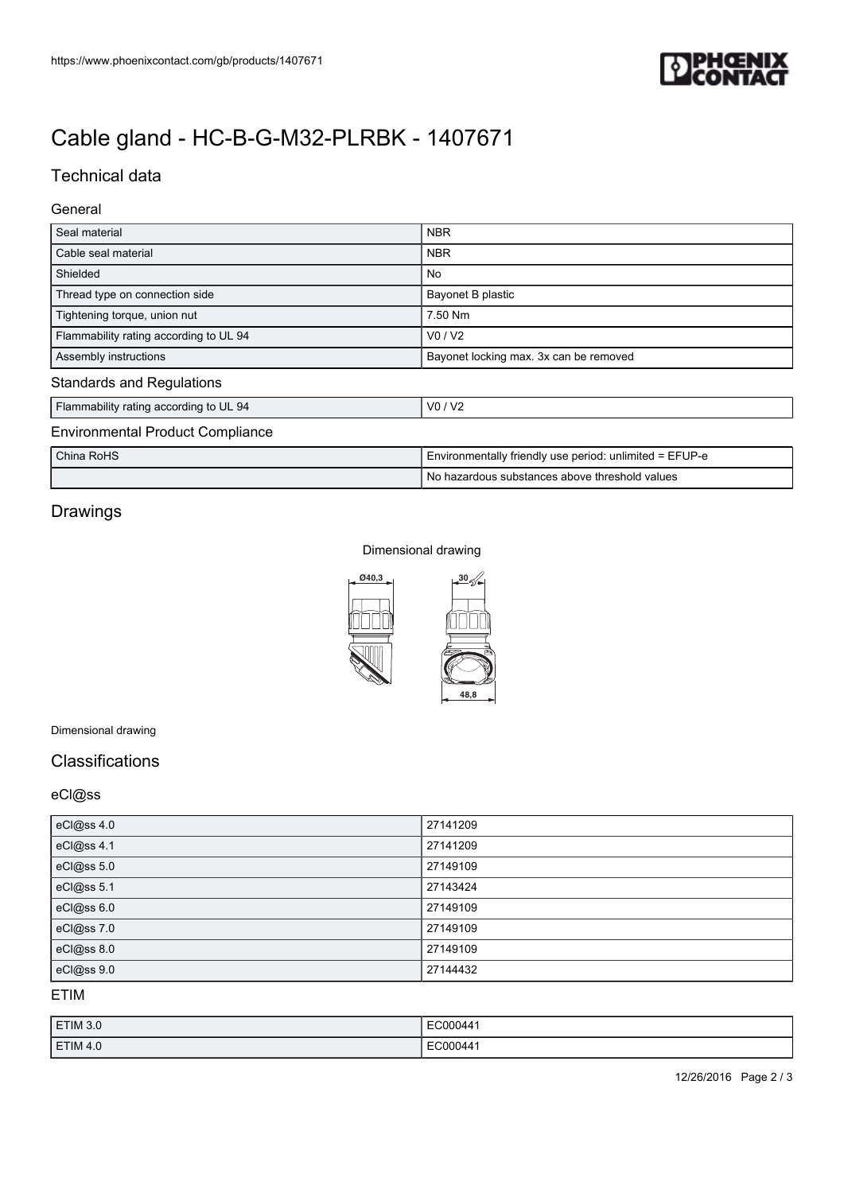# Cable gland - HC-B-G-M32-PLRBK - 1407671

## Technical data

### General

| | |
|---|---|
| Seal material | NBR |
| Cable seal material | NBR |
| Shielded | No |
| Thread type on connection side | Bayonet B plastic |
| Tightening torque, union nut | 7.50 Nm |
| Flammability rating according to UL 94 | V0 / V2 |
| Assembly instructions | Bayonet locking max. 3x can be removed |

### Standards and Regulations

| | |
|---|---|
| Flammability rating according to UL 94 | V0 / V2 |

### Environmental Product Compliance

| | |
|---|---|
| China RoHS | Environmentally friendly use period: unlimited = EFUP-e |
| | No hazardous substances above threshold values |

## Drawings

Dimensional drawing

Ø40,3

30

48,8

Dimensional drawing

## Classifications

### eCl@ss

| | |
|---|---|
| eCl@ss 4.0 | 27141209 |
| eCl@ss 4.1 | 27141209 |
| eCl@ss 5.0 | 27149109 |
| eCl@ss 5.1 | 27143424 |
| eCl@ss 6.0 | 27149109 |
| eCl@ss 7.0 | 27149109 |
| eCl@ss 8.0 | 27149109 |
| eCl@ss 9.0 | 27144432 |

### ETIM

| | |
|---|---|
| ETIM 3.0 | EC000441 |
| ETIM 4.0 | EC000441 |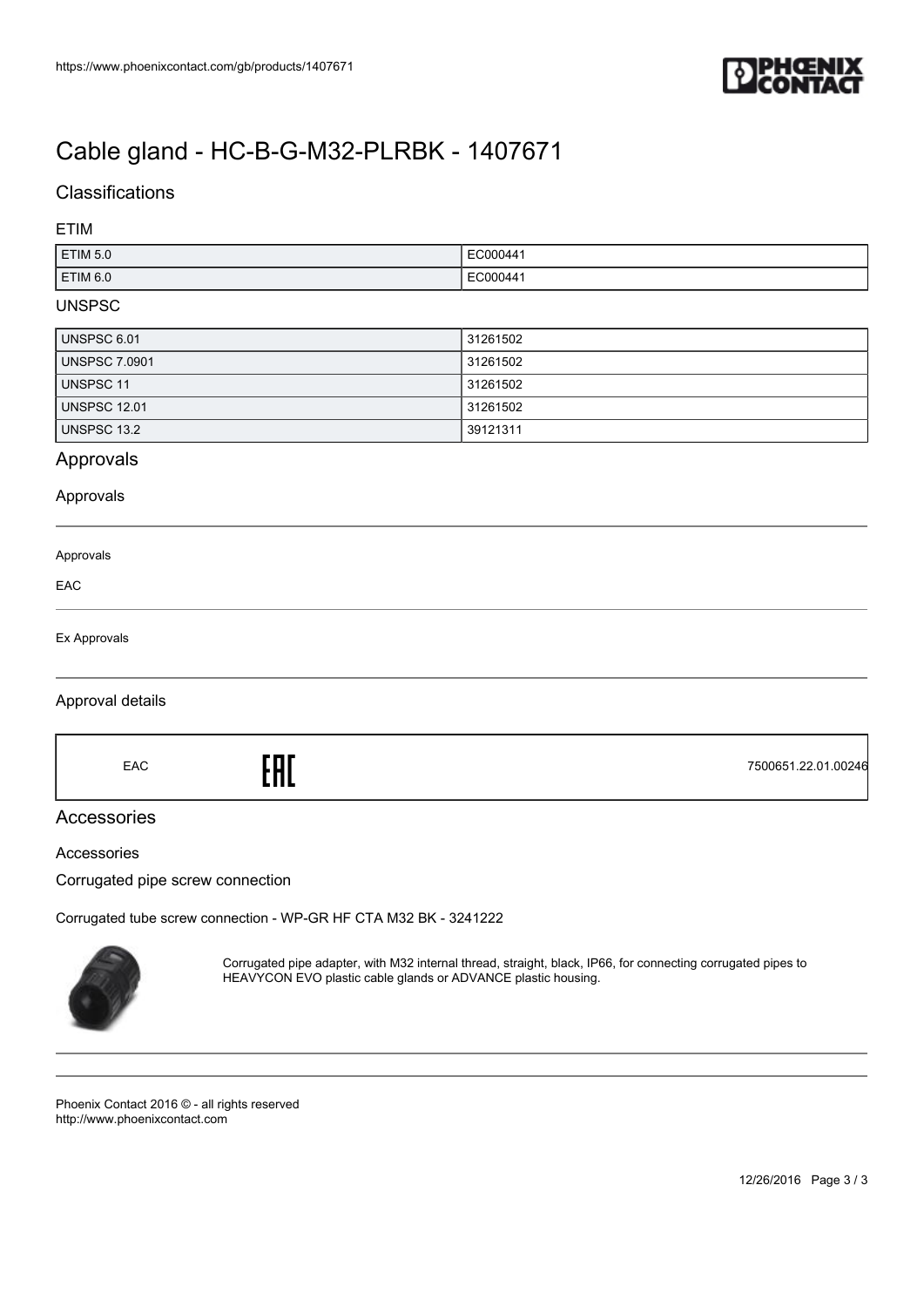# Cable gland - HC-B-G-M32-PLRBK - 1407671

## Classifications

### ETIM

| | |
|---|---|
| ETIM 5.0 | EC000441 |
| ETIM 6.0 | EC000441 |

### UNSPSC

| | |
|---|---|
| UNSPSC 6.01 | 31261502 |
| UNSPSC 7.0901 | 31261502 |
| UNSPSC 11 | 31261502 |
| UNSPSC 12.01 | 31261502 |
| UNSPSC 13.2 | 39121311 |

## Approvals

### Approvals

Approvals

EAC

Ex Approvals

### Approval details

| | | |
|---|---|---|
| EAC | EAC | 7500651.22.01.00246 |

## Accessories

### Accessories

Corrugated pipe screw connection

Corrugated tube screw connection - WP-GR HF CTA M32 BK - 3241222

Corrugated pipe adapter, with M32 internal thread, straight, black, IP66, for connecting corrugated pipes to HEAVYCON EVO plastic cable glands or ADVANCE plastic housing.

Phoenix Contact 2016 © - all rights reserved
http://www.phoenixcontact.com